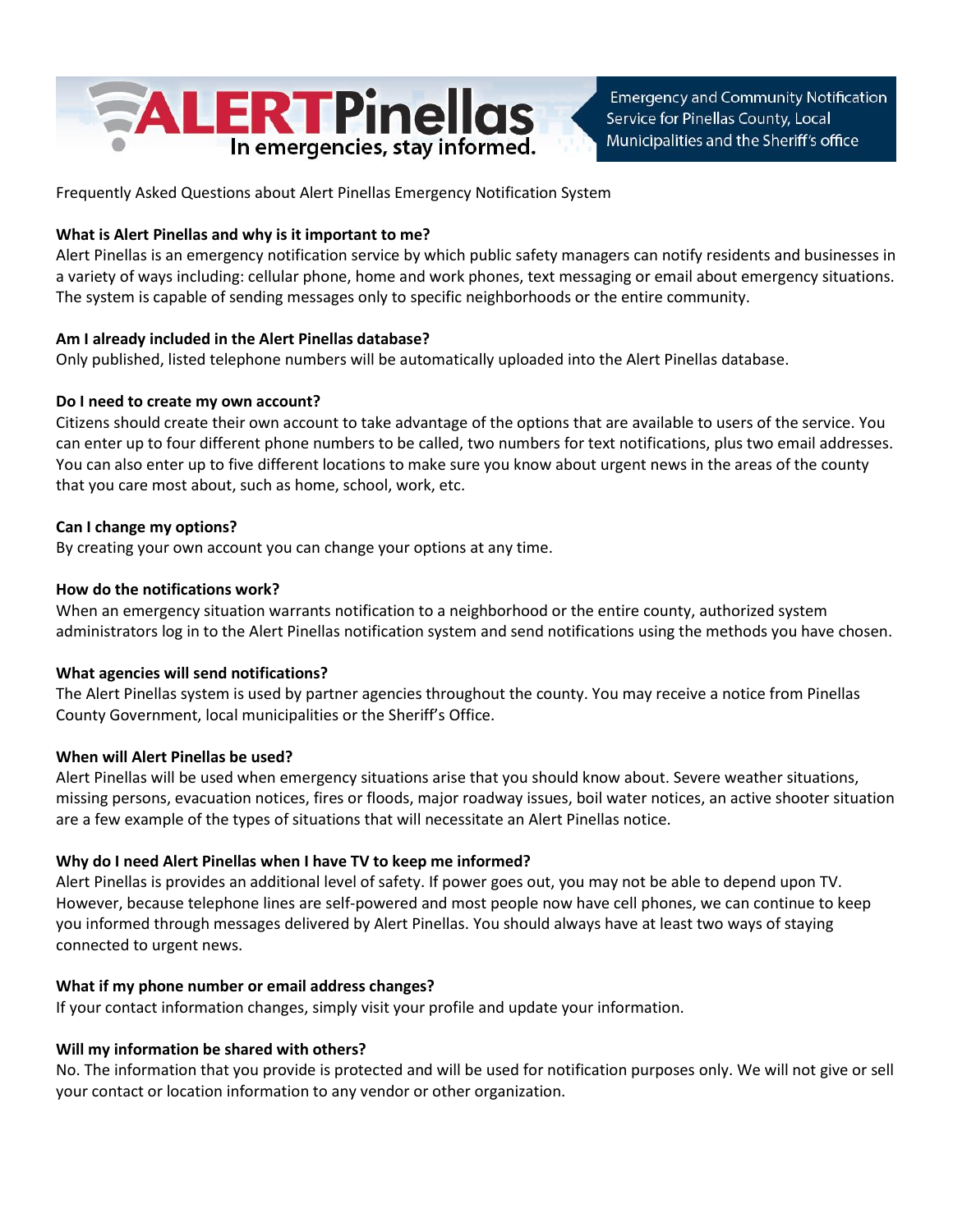# ALERT Pinellas

In emergencies, stay informed.

Emergency and Community Notification Service for Pinellas County, Local Municipalities and the Sheriff's office

Frequently Asked Questions about Alert Pinellas Emergency Notification System

**What is Alert Pinellas and why is it important to me?**

Alert Pinellas is an emergency notification service by which public safety managers can notify residents and businesses in a variety of ways including: cellular phone, home and work phones, text messaging or email about emergency situations. The system is capable of sending messages only to specific neighborhoods or the entire community.

**Am I already included in the Alert Pinellas database?**

Only published, listed telephone numbers will be automatically uploaded into the Alert Pinellas database.

**Do I need to create my own account?**

Citizens should create their own account to take advantage of the options that are available to users of the service. You can enter up to four different phone numbers to be called, two numbers for text notifications, plus two email addresses. You can also enter up to five different locations to make sure you know about urgent news in the areas of the county that you care most about, such as home, school, work, etc.

**Can I change my options?**

By creating your own account you can change your options at any time.

**How do the notifications work?**

When an emergency situation warrants notification to a neighborhood or the entire county, authorized system administrators log in to the Alert Pinellas notification system and send notifications using the methods you have chosen.

**What agencies will send notifications?**

The Alert Pinellas system is used by partner agencies throughout the county. You may receive a notice from Pinellas County Government, local municipalities or the Sheriff's Office.

**When will Alert Pinellas be used?**

Alert Pinellas will be used when emergency situations arise that you should know about. Severe weather situations, missing persons, evacuation notices, fires or floods, major roadway issues, boil water notices, an active shooter situation are a few example of the types of situations that will necessitate an Alert Pinellas notice.

**Why do I need Alert Pinellas when I have TV to keep me informed?**

Alert Pinellas is provides an additional level of safety. If power goes out, you may not be able to depend upon TV. However, because telephone lines are self-powered and most people now have cell phones, we can continue to keep you informed through messages delivered by Alert Pinellas. You should always have at least two ways of staying connected to urgent news.

**What if my phone number or email address changes?**

If your contact information changes, simply visit your profile and update your information.

**Will my information be shared with others?**

No. The information that you provide is protected and will be used for notification purposes only. We will not give or sell your contact or location information to any vendor or other organization.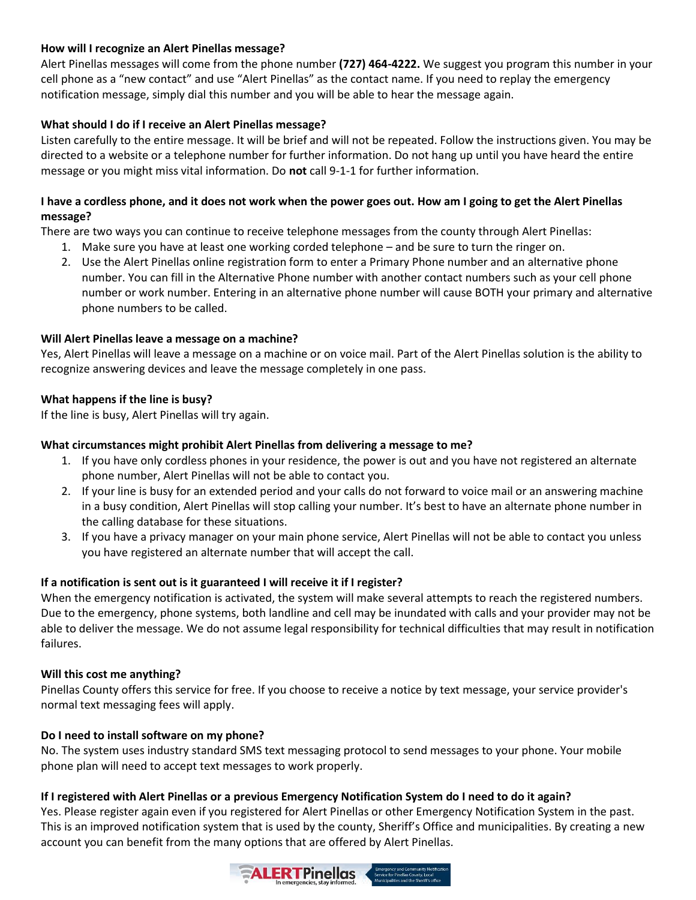**How will I recognize an Alert Pinellas message?**

Alert Pinellas messages will come from the phone number **(727) 464-4222.** We suggest you program this number in your cell phone as a "new contact" and use "Alert Pinellas" as the contact name. If you need to replay the emergency notification message, simply dial this number and you will be able to hear the message again.

**What should I do if I receive an Alert Pinellas message?**

Listen carefully to the entire message. It will be brief and will not be repeated. Follow the instructions given. You may be directed to a website or a telephone number for further information. Do not hang up until you have heard the entire message or you might miss vital information. Do **not** call 9-1-1 for further information.

**I have a cordless phone, and it does not work when the power goes out. How am I going to get the Alert Pinellas message?**

There are two ways you can continue to receive telephone messages from the county through Alert Pinellas:

1. Make sure you have at least one working corded telephone – and be sure to turn the ringer on.
2. Use the Alert Pinellas online registration form to enter a Primary Phone number and an alternative phone number. You can fill in the Alternative Phone number with another contact numbers such as your cell phone number or work number. Entering in an alternative phone number will cause BOTH your primary and alternative phone numbers to be called.

**Will Alert Pinellas leave a message on a machine?**

Yes, Alert Pinellas will leave a message on a machine or on voice mail. Part of the Alert Pinellas solution is the ability to recognize answering devices and leave the message completely in one pass.

**What happens if the line is busy?**

If the line is busy, Alert Pinellas will try again.

**What circumstances might prohibit Alert Pinellas from delivering a message to me?**

1. If you have only cordless phones in your residence, the power is out and you have not registered an alternate phone number, Alert Pinellas will not be able to contact you.
2. If your line is busy for an extended period and your calls do not forward to voice mail or an answering machine in a busy condition, Alert Pinellas will stop calling your number. It's best to have an alternate phone number in the calling database for these situations.
3. If you have a privacy manager on your main phone service, Alert Pinellas will not be able to contact you unless you have registered an alternate number that will accept the call.

**If a notification is sent out is it guaranteed I will receive it if I register?**

When the emergency notification is activated, the system will make several attempts to reach the registered numbers. Due to the emergency, phone systems, both landline and cell may be inundated with calls and your provider may not be able to deliver the message. We do not assume legal responsibility for technical difficulties that may result in notification failures.

**Will this cost me anything?**

Pinellas County offers this service for free. If you choose to receive a notice by text message, your service provider's normal text messaging fees will apply.

**Do I need to install software on my phone?**

No. The system uses industry standard SMS text messaging protocol to send messages to your phone. Your mobile phone plan will need to accept text messages to work properly.

**If I registered with Alert Pinellas or a previous Emergency Notification System do I need to do it again?**

Yes. Please register again even if you registered for Alert Pinellas or other Emergency Notification System in the past. This is an improved notification system that is used by the county, Sheriff's Office and municipalities. By creating a new account you can benefit from the many options that are offered by Alert Pinellas.

ALERTPinellas
In emergencies, stay informed.
Emergency and Community Notification Service for Pinellas County, Local Municipalities and the Sheriff's office